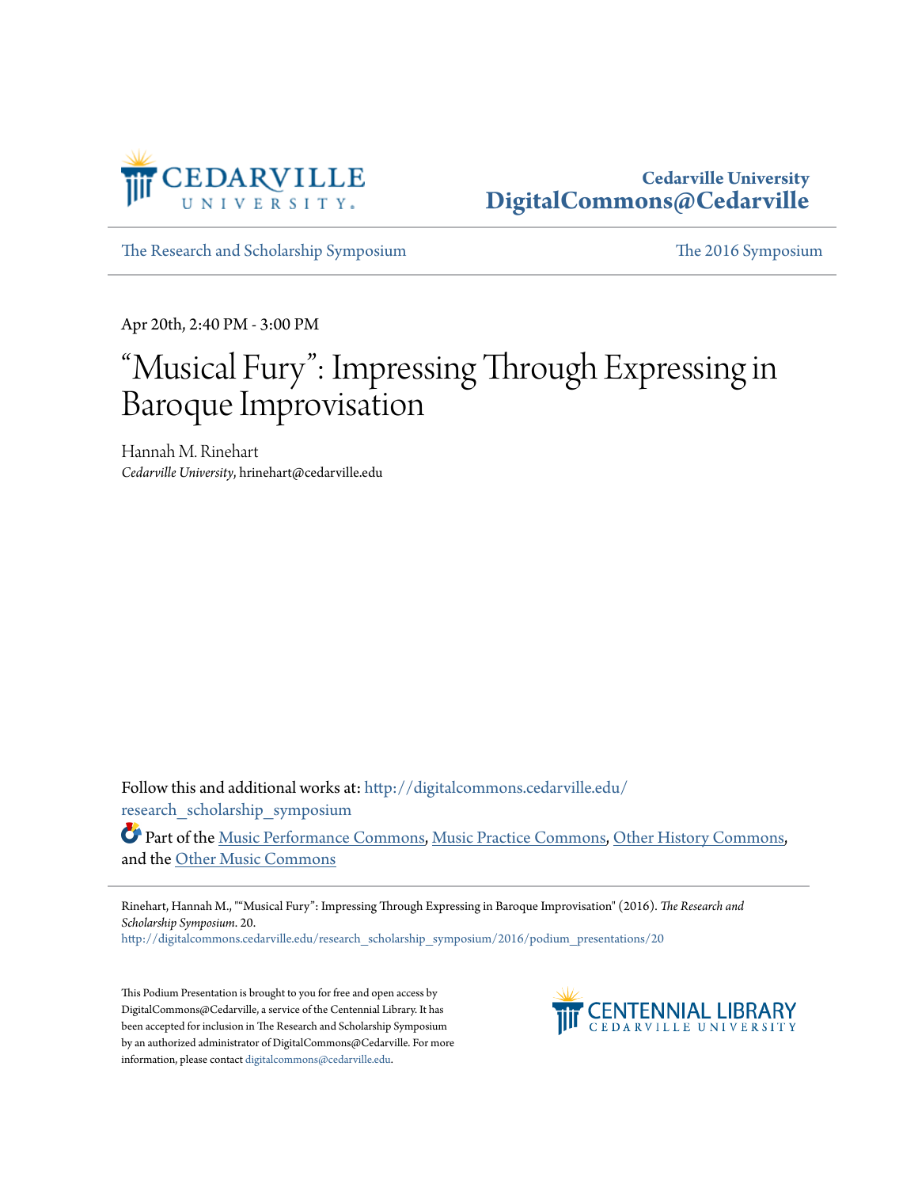Cedarville University
DigitalCommons@Cedarville

The Research and Scholarship Symposium | The 2016 Symposium

Apr 20th, 2:40 PM - 3:00 PM

# "Musical Fury": Impressing Through Expressing in Baroque Improvisation

Hannah M. Rinehart
*Cedarville University*, hrinehart@cedarville.edu

Follow this and additional works at: http://digitalcommons.cedarville.edu/research_scholarship_symposium

Part of the Music Performance Commons, Music Practice Commons, Other History Commons, and the Other Music Commons

Rinehart, Hannah M., ""Musical Fury": Impressing Through Expressing in Baroque Improvisation" (2016). *The Research and Scholarship Symposium*. 20.
http://digitalcommons.cedarville.edu/research_scholarship_symposium/2016/podium_presentations/20

This Podium Presentation is brought to you for free and open access by DigitalCommons@Cedarville, a service of the Centennial Library. It has been accepted for inclusion in The Research and Scholarship Symposium by an authorized administrator of DigitalCommons@Cedarville. For more information, please contact digitalcommons@cedarville.edu.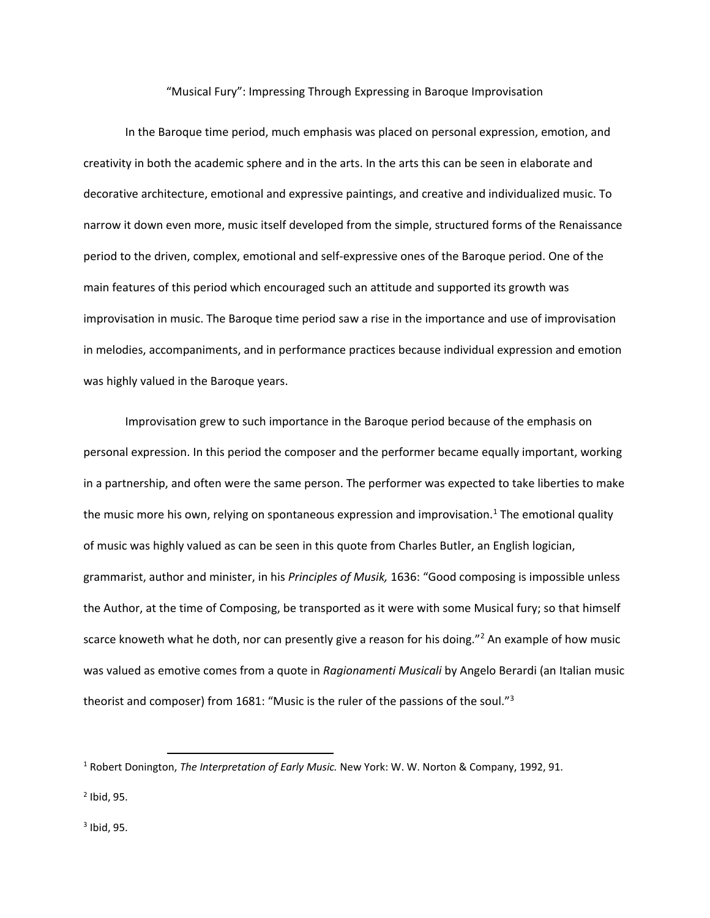# "Musical Fury": Impressing Through Expressing in Baroque Improvisation

In the Baroque time period, much emphasis was placed on personal expression, emotion, and creativity in both the academic sphere and in the arts. In the arts this can be seen in elaborate and decorative architecture, emotional and expressive paintings, and creative and individualized music. To narrow it down even more, music itself developed from the simple, structured forms of the Renaissance period to the driven, complex, emotional and self-expressive ones of the Baroque period. One of the main features of this period which encouraged such an attitude and supported its growth was improvisation in music. The Baroque time period saw a rise in the importance and use of improvisation in melodies, accompaniments, and in performance practices because individual expression and emotion was highly valued in the Baroque years.

Improvisation grew to such importance in the Baroque period because of the emphasis on personal expression. In this period the composer and the performer became equally important, working in a partnership, and often were the same person. The performer was expected to take liberties to make the music more his own, relying on spontaneous expression and improvisation.[1] The emotional quality of music was highly valued as can be seen in this quote from Charles Butler, an English logician, grammarist, author and minister, in his *Principles of Musik,* 1636: "Good composing is impossible unless the Author, at the time of Composing, be transported as it were with some Musical fury; so that himself scarce knoweth what he doth, nor can presently give a reason for his doing."[2] An example of how music was valued as emotive comes from a quote in *Ragionamenti Musicali* by Angelo Berardi (an Italian music theorist and composer) from 1681: "Music is the ruler of the passions of the soul."[3]

---

[1] Robert Donington, *The Interpretation of Early Music.* New York: W. W. Norton & Company, 1992, 91.

[2] Ibid, 95.

[3] Ibid, 95.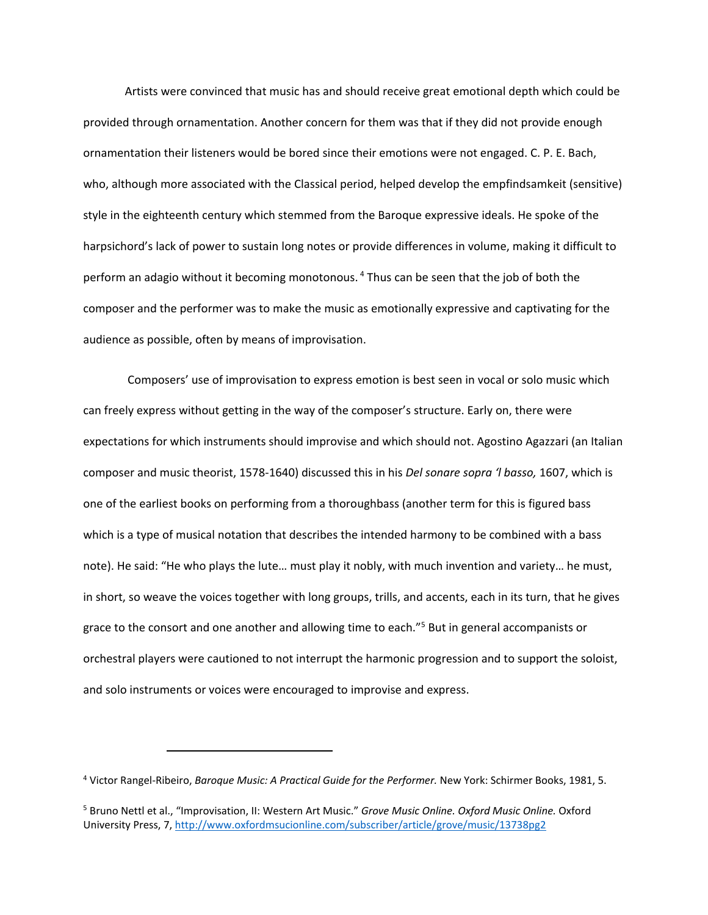Artists were convinced that music has and should receive great emotional depth which could be provided through ornamentation. Another concern for them was that if they did not provide enough ornamentation their listeners would be bored since their emotions were not engaged. C. P. E. Bach, who, although more associated with the Classical period, helped develop the empfindsamkeit (sensitive) style in the eighteenth century which stemmed from the Baroque expressive ideals. He spoke of the harpsichord's lack of power to sustain long notes or provide differences in volume, making it difficult to perform an adagio without it becoming monotonous. [4] Thus can be seen that the job of both the composer and the performer was to make the music as emotionally expressive and captivating for the audience as possible, often by means of improvisation.

Composers' use of improvisation to express emotion is best seen in vocal or solo music which can freely express without getting in the way of the composer's structure. Early on, there were expectations for which instruments should improvise and which should not. Agostino Agazzari (an Italian composer and music theorist, 1578-1640) discussed this in his *Del sonare sopra 'l basso,* 1607, which is one of the earliest books on performing from a thoroughbass (another term for this is figured bass which is a type of musical notation that describes the intended harmony to be combined with a bass note). He said: "He who plays the lute… must play it nobly, with much invention and variety… he must, in short, so weave the voices together with long groups, trills, and accents, each in its turn, that he gives grace to the consort and one another and allowing time to each."[5] But in general accompanists or orchestral players were cautioned to not interrupt the harmonic progression and to support the soloist, and solo instruments or voices were encouraged to improvise and express.

---

[4] Victor Rangel-Ribeiro, *Baroque Music: A Practical Guide for the Performer.* New York: Schirmer Books, 1981, 5.

[5] Bruno Nettl et al., "Improvisation, II: Western Art Music." *Grove Music Online. Oxford Music Online.* Oxford University Press, 7, http://www.oxfordmsuciononline.com/subscriber/article/grove/music/13738pg2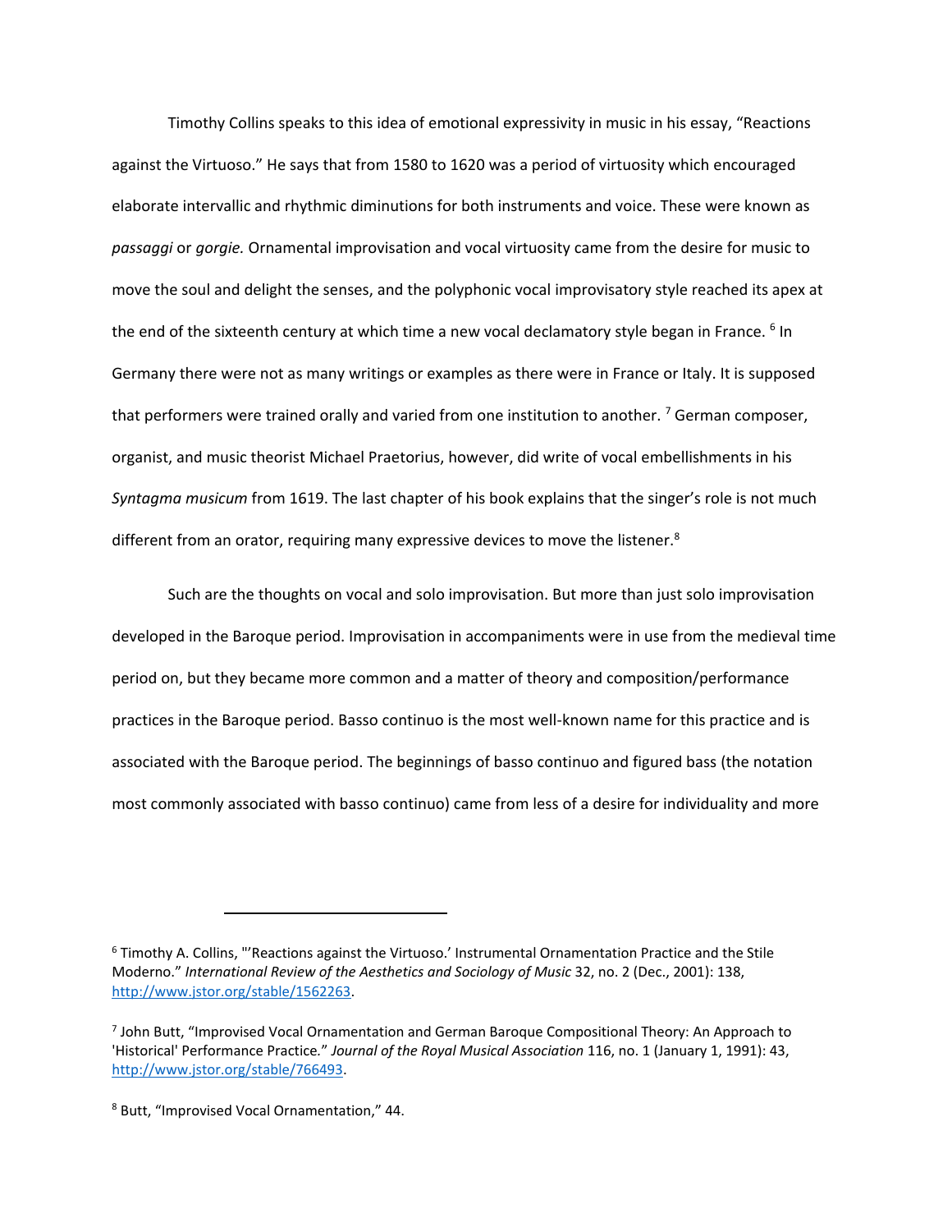Timothy Collins speaks to this idea of emotional expressivity in music in his essay, "Reactions against the Virtuoso." He says that from 1580 to 1620 was a period of virtuosity which encouraged elaborate intervallic and rhythmic diminutions for both instruments and voice. These were known as *passaggi* or *gorgie.* Ornamental improvisation and vocal virtuosity came from the desire for music to move the soul and delight the senses, and the polyphonic vocal improvisatory style reached its apex at the end of the sixteenth century at which time a new vocal declamatory style began in France. [6] In Germany there were not as many writings or examples as there were in France or Italy. It is supposed that performers were trained orally and varied from one institution to another. [7] German composer, organist, and music theorist Michael Praetorius, however, did write of vocal embellishments in his *Syntagma musicum* from 1619. The last chapter of his book explains that the singer's role is not much different from an orator, requiring many expressive devices to move the listener.[8]

Such are the thoughts on vocal and solo improvisation. But more than just solo improvisation developed in the Baroque period. Improvisation in accompaniments were in use from the medieval time period on, but they became more common and a matter of theory and composition/performance practices in the Baroque period. Basso continuo is the most well-known name for this practice and is associated with the Baroque period. The beginnings of basso continuo and figured bass (the notation most commonly associated with basso continuo) came from less of a desire for individuality and more

---

[6] Timothy A. Collins, "'Reactions against the Virtuoso.' Instrumental Ornamentation Practice and the Stile Moderno." *International Review of the Aesthetics and Sociology of Music* 32, no. 2 (Dec., 2001): 138, http://www.jstor.org/stable/1562263.

[7] John Butt, "Improvised Vocal Ornamentation and German Baroque Compositional Theory: An Approach to 'Historical' Performance Practice." *Journal of the Royal Musical Association* 116, no. 1 (January 1, 1991): 43, http://www.jstor.org/stable/766493.

[8] Butt, "Improvised Vocal Ornamentation," 44.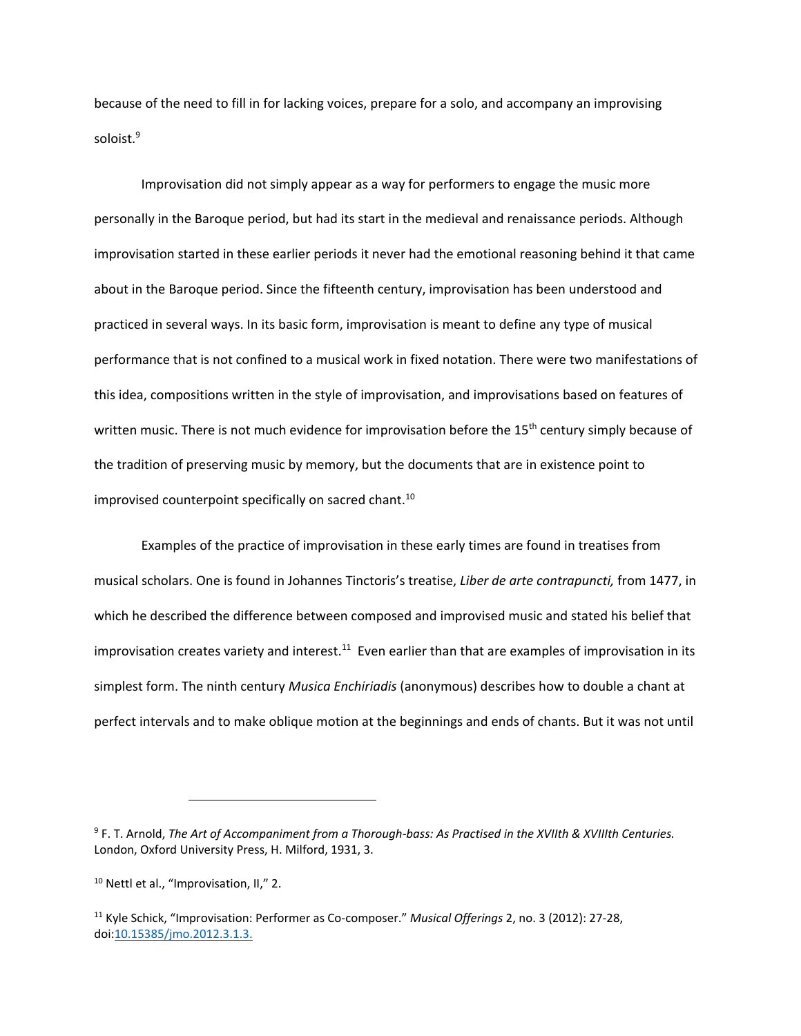because of the need to fill in for lacking voices, prepare for a solo, and accompany an improvising soloist.[9]

Improvisation did not simply appear as a way for performers to engage the music more personally in the Baroque period, but had its start in the medieval and renaissance periods. Although improvisation started in these earlier periods it never had the emotional reasoning behind it that came about in the Baroque period. Since the fifteenth century, improvisation has been understood and practiced in several ways. In its basic form, improvisation is meant to define any type of musical performance that is not confined to a musical work in fixed notation. There were two manifestations of this idea, compositions written in the style of improvisation, and improvisations based on features of written music. There is not much evidence for improvisation before the 15th century simply because of the tradition of preserving music by memory, but the documents that are in existence point to improvised counterpoint specifically on sacred chant.[10]

Examples of the practice of improvisation in these early times are found in treatises from musical scholars. One is found in Johannes Tinctoris's treatise, *Liber de arte contrapuncti,* from 1477, in which he described the difference between composed and improvised music and stated his belief that improvisation creates variety and interest.[11] Even earlier than that are examples of improvisation in its simplest form. The ninth century *Musica Enchiriadis* (anonymous) describes how to double a chant at perfect intervals and to make oblique motion at the beginnings and ends of chants. But it was not until

---

[9] F. T. Arnold, *The Art of Accompaniment from a Thorough-bass: As Practised in the XVIIth & XVIIIth Centuries.* London, Oxford University Press, H. Milford, 1931, 3.

[10] Nettl et al., "Improvisation, II," 2.

[11] Kyle Schick, "Improvisation: Performer as Co-composer." *Musical Offerings* 2, no. 3 (2012): 27-28, doi:10.15385/jmo.2012.3.1.3.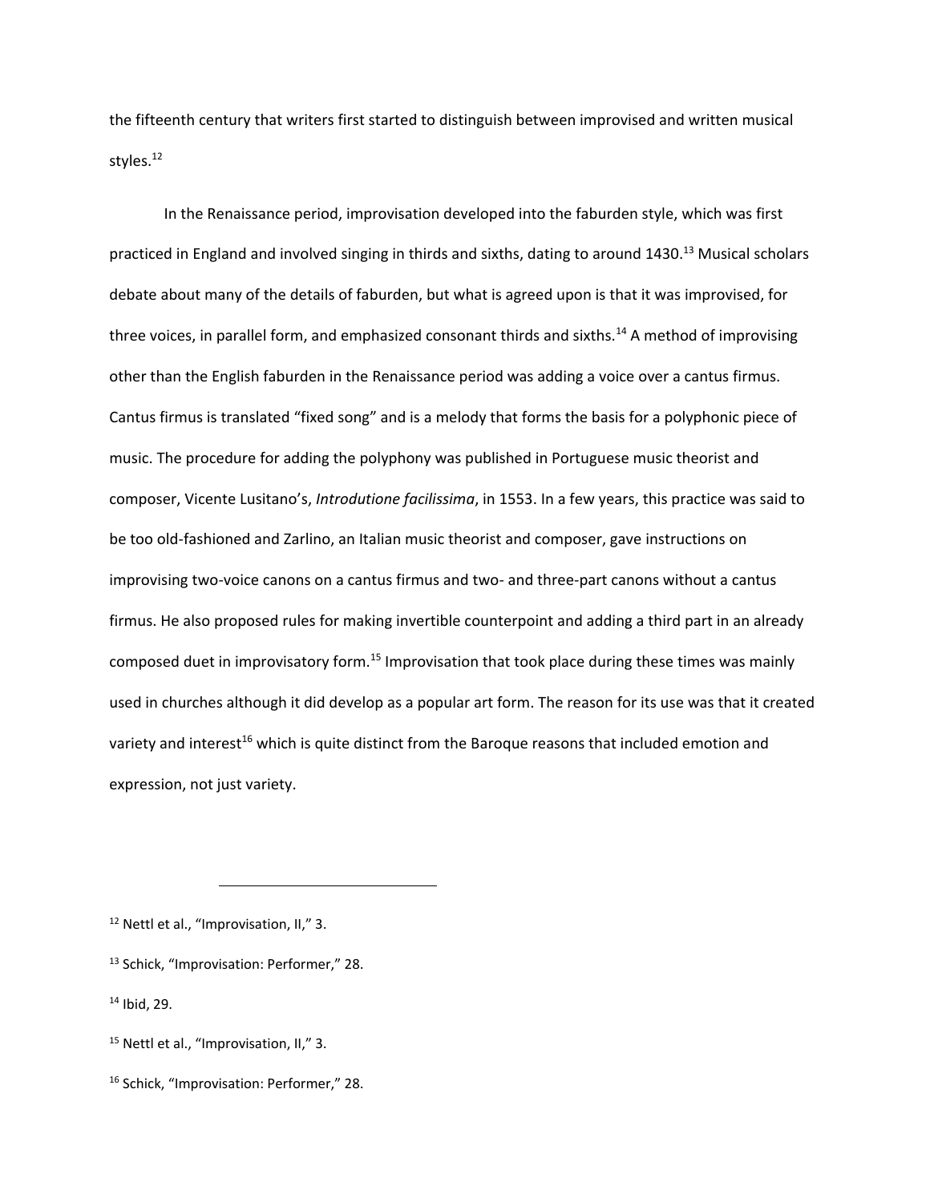the fifteenth century that writers first started to distinguish between improvised and written musical styles.[12]

In the Renaissance period, improvisation developed into the faburden style, which was first practiced in England and involved singing in thirds and sixths, dating to around 1430.[13] Musical scholars debate about many of the details of faburden, but what is agreed upon is that it was improvised, for three voices, in parallel form, and emphasized consonant thirds and sixths.[14] A method of improvising other than the English faburden in the Renaissance period was adding a voice over a cantus firmus. Cantus firmus is translated "fixed song" and is a melody that forms the basis for a polyphonic piece of music. The procedure for adding the polyphony was published in Portuguese music theorist and composer, Vicente Lusitano's, *Introdutione facilissima*, in 1553. In a few years, this practice was said to be too old-fashioned and Zarlino, an Italian music theorist and composer, gave instructions on improvising two-voice canons on a cantus firmus and two- and three-part canons without a cantus firmus. He also proposed rules for making invertible counterpoint and adding a third part in an already composed duet in improvisatory form.[15] Improvisation that took place during these times was mainly used in churches although it did develop as a popular art form. The reason for its use was that it created variety and interest[16] which is quite distinct from the Baroque reasons that included emotion and expression, not just variety.

---

[12] Nettl et al., "Improvisation, II," 3.

[13] Schick, "Improvisation: Performer," 28.

[14] Ibid, 29.

[15] Nettl et al., "Improvisation, II," 3.

[16] Schick, "Improvisation: Performer," 28.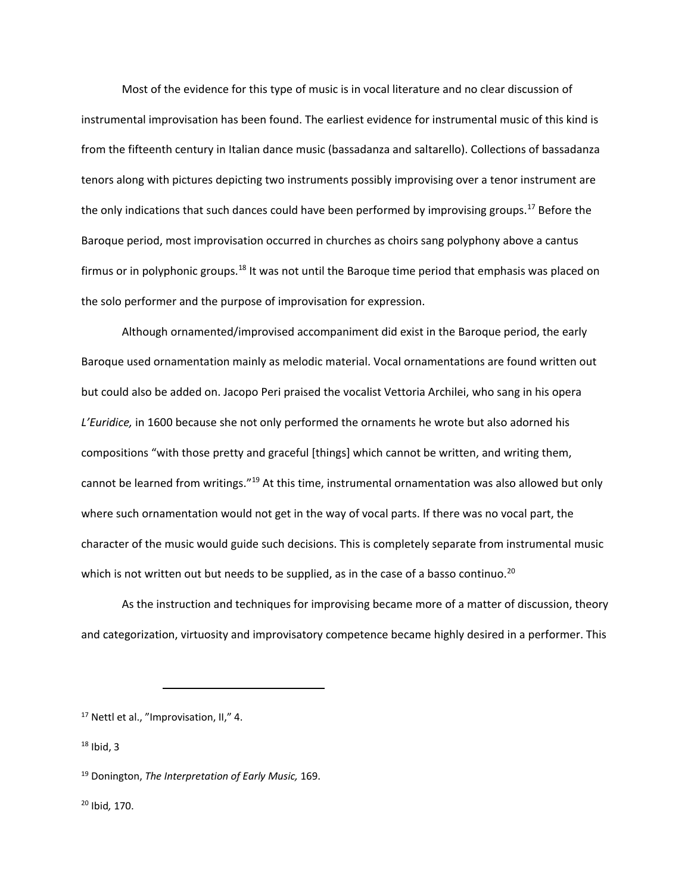Most of the evidence for this type of music is in vocal literature and no clear discussion of instrumental improvisation has been found. The earliest evidence for instrumental music of this kind is from the fifteenth century in Italian dance music (bassadanza and saltarello). Collections of bassadanza tenors along with pictures depicting two instruments possibly improvising over a tenor instrument are the only indications that such dances could have been performed by improvising groups.[17] Before the Baroque period, most improvisation occurred in churches as choirs sang polyphony above a cantus firmus or in polyphonic groups.[18] It was not until the Baroque time period that emphasis was placed on the solo performer and the purpose of improvisation for expression.

Although ornamented/improvised accompaniment did exist in the Baroque period, the early Baroque used ornamentation mainly as melodic material. Vocal ornamentations are found written out but could also be added on. Jacopo Peri praised the vocalist Vettoria Archilei, who sang in his opera *L'Euridice,* in 1600 because she not only performed the ornaments he wrote but also adorned his compositions "with those pretty and graceful [things] which cannot be written, and writing them, cannot be learned from writings."[19] At this time, instrumental ornamentation was also allowed but only where such ornamentation would not get in the way of vocal parts. If there was no vocal part, the character of the music would guide such decisions. This is completely separate from instrumental music which is not written out but needs to be supplied, as in the case of a basso continuo.[20]

As the instruction and techniques for improvising became more of a matter of discussion, theory and categorization, virtuosity and improvisatory competence became highly desired in a performer. This

---

[17] Nettl et al., "Improvisation, II," 4.

[18] Ibid, 3

[19] Donington, *The Interpretation of Early Music,* 169.

[20] Ibid*,* 170.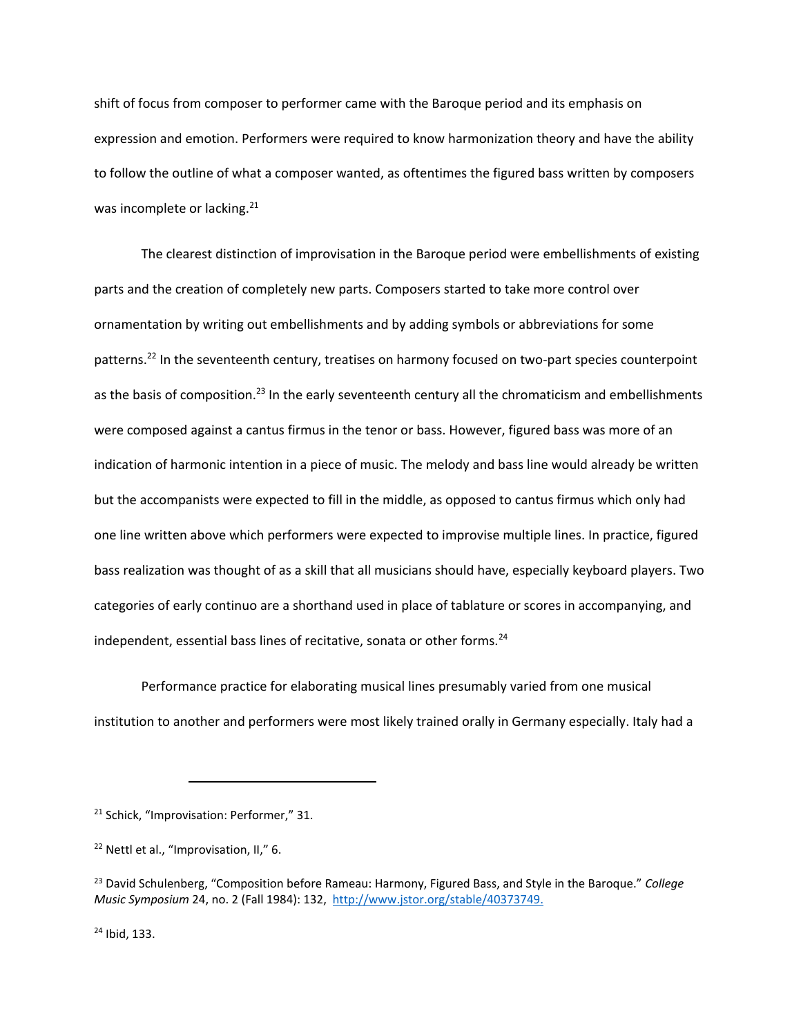shift of focus from composer to performer came with the Baroque period and its emphasis on expression and emotion. Performers were required to know harmonization theory and have the ability to follow the outline of what a composer wanted, as oftentimes the figured bass written by composers was incomplete or lacking.[21]

The clearest distinction of improvisation in the Baroque period were embellishments of existing parts and the creation of completely new parts. Composers started to take more control over ornamentation by writing out embellishments and by adding symbols or abbreviations for some patterns.[22] In the seventeenth century, treatises on harmony focused on two-part species counterpoint as the basis of composition.[23] In the early seventeenth century all the chromaticism and embellishments were composed against a cantus firmus in the tenor or bass. However, figured bass was more of an indication of harmonic intention in a piece of music. The melody and bass line would already be written but the accompanists were expected to fill in the middle, as opposed to cantus firmus which only had one line written above which performers were expected to improvise multiple lines. In practice, figured bass realization was thought of as a skill that all musicians should have, especially keyboard players. Two categories of early continuo are a shorthand used in place of tablature or scores in accompanying, and independent, essential bass lines of recitative, sonata or other forms.[24]

Performance practice for elaborating musical lines presumably varied from one musical institution to another and performers were most likely trained orally in Germany especially. Italy had a

---

[21] Schick, "Improvisation: Performer," 31.

[22] Nettl et al., "Improvisation, II," 6.

[23] David Schulenberg, "Composition before Rameau: Harmony, Figured Bass, and Style in the Baroque." *College Music Symposium* 24, no. 2 (Fall 1984): 132, http://www.jstor.org/stable/40373749.

[24] Ibid, 133.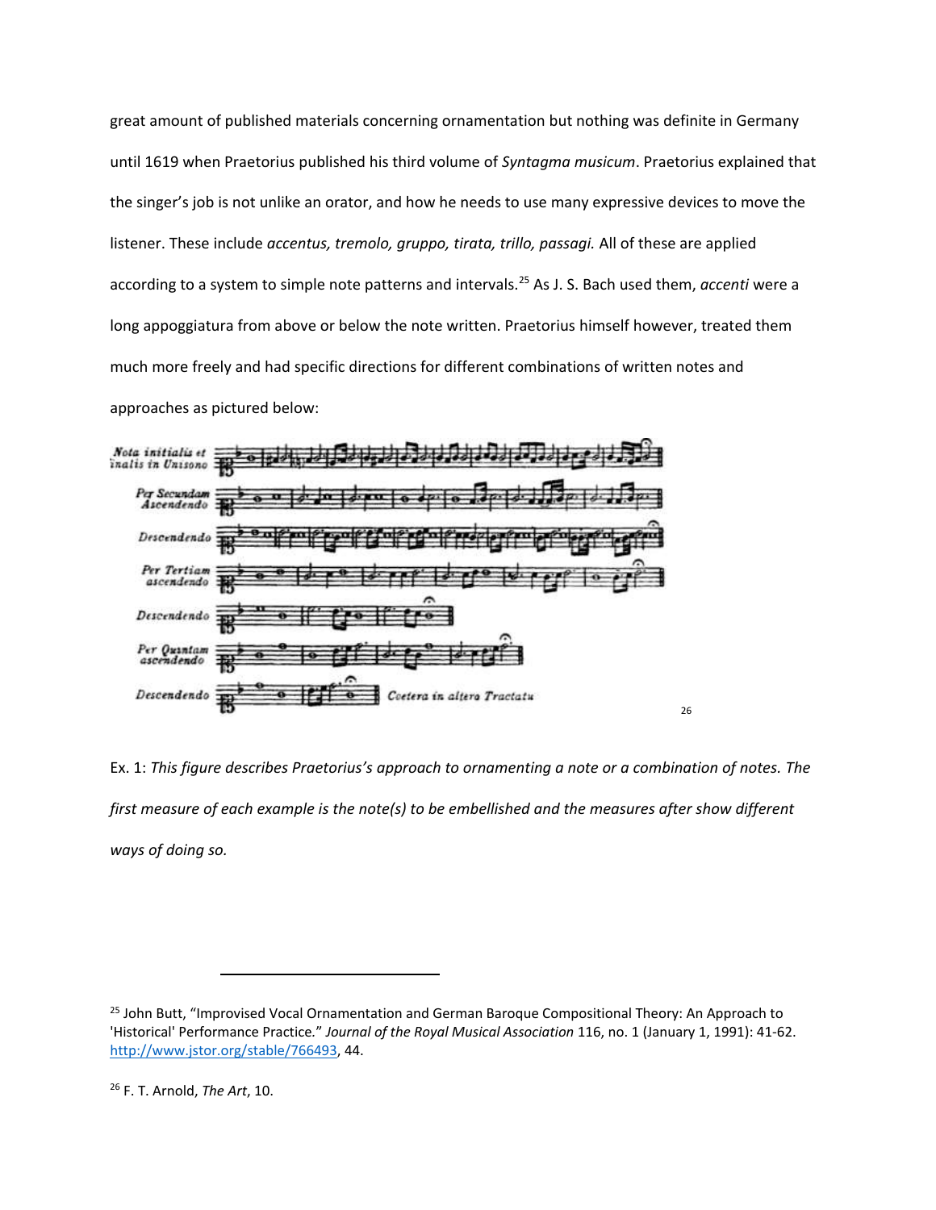great amount of published materials concerning ornamentation but nothing was definite in Germany until 1619 when Praetorius published his third volume of *Syntagma musicum*. Praetorius explained that the singer's job is not unlike an orator, and how he needs to use many expressive devices to move the listener. These include *accentus, tremolo, gruppo, tirata, trillo, passagi.* All of these are applied according to a system to simple note patterns and intervals.[25] As J. S. Bach used them, *accenti* were a long appoggiatura from above or below the note written. Praetorius himself however, treated them much more freely and had specific directions for different combinations of written notes and approaches as pictured below:

[26]

Ex. 1: *This figure describes Praetorius's approach to ornamenting a note or a combination of notes. The first measure of each example is the note(s) to be embellished and the measures after show different ways of doing so.*

---

[25] John Butt, "Improvised Vocal Ornamentation and German Baroque Compositional Theory: An Approach to 'Historical' Performance Practice." *Journal of the Royal Musical Association* 116, no. 1 (January 1, 1991): 41-62. http://www.jstor.org/stable/766493, 44.

[26] F. T. Arnold, *The Art*, 10.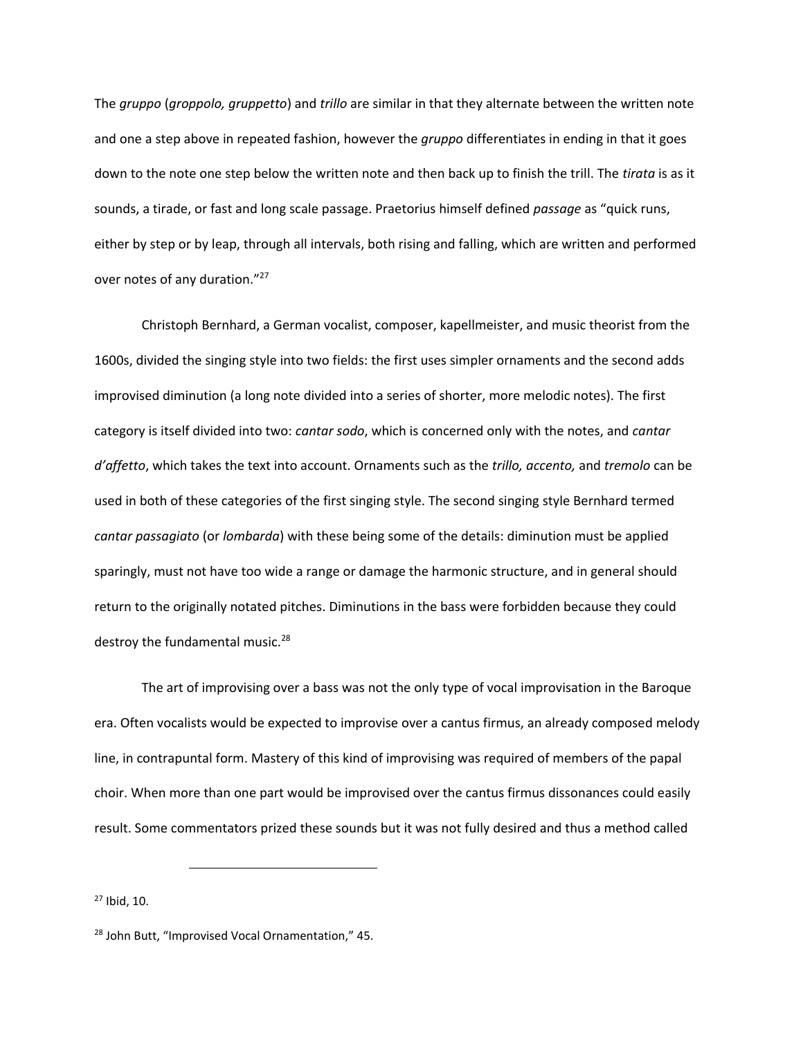The *gruppo* (*groppolo, gruppetto*) and *trillo* are similar in that they alternate between the written note and one a step above in repeated fashion, however the *gruppo* differentiates in ending in that it goes down to the note one step below the written note and then back up to finish the trill. The *tirata* is as it sounds, a tirade, or fast and long scale passage. Praetorius himself defined *passage* as "quick runs, either by step or by leap, through all intervals, both rising and falling, which are written and performed over notes of any duration."[27]

Christoph Bernhard, a German vocalist, composer, kapellmeister, and music theorist from the 1600s, divided the singing style into two fields: the first uses simpler ornaments and the second adds improvised diminution (a long note divided into a series of shorter, more melodic notes). The first category is itself divided into two: *cantar sodo*, which is concerned only with the notes, and *cantar d'affetto*, which takes the text into account. Ornaments such as the *trillo, accento,* and *tremolo* can be used in both of these categories of the first singing style. The second singing style Bernhard termed *cantar passagiato* (or *lombarda*) with these being some of the details: diminution must be applied sparingly, must not have too wide a range or damage the harmonic structure, and in general should return to the originally notated pitches. Diminutions in the bass were forbidden because they could destroy the fundamental music.[28]

The art of improvising over a bass was not the only type of vocal improvisation in the Baroque era. Often vocalists would be expected to improvise over a cantus firmus, an already composed melody line, in contrapuntal form. Mastery of this kind of improvising was required of members of the papal choir. When more than one part would be improvised over the cantus firmus dissonances could easily result. Some commentators prized these sounds but it was not fully desired and thus a method called

---

[27] Ibid, 10.

[28] John Butt, "Improvised Vocal Ornamentation," 45.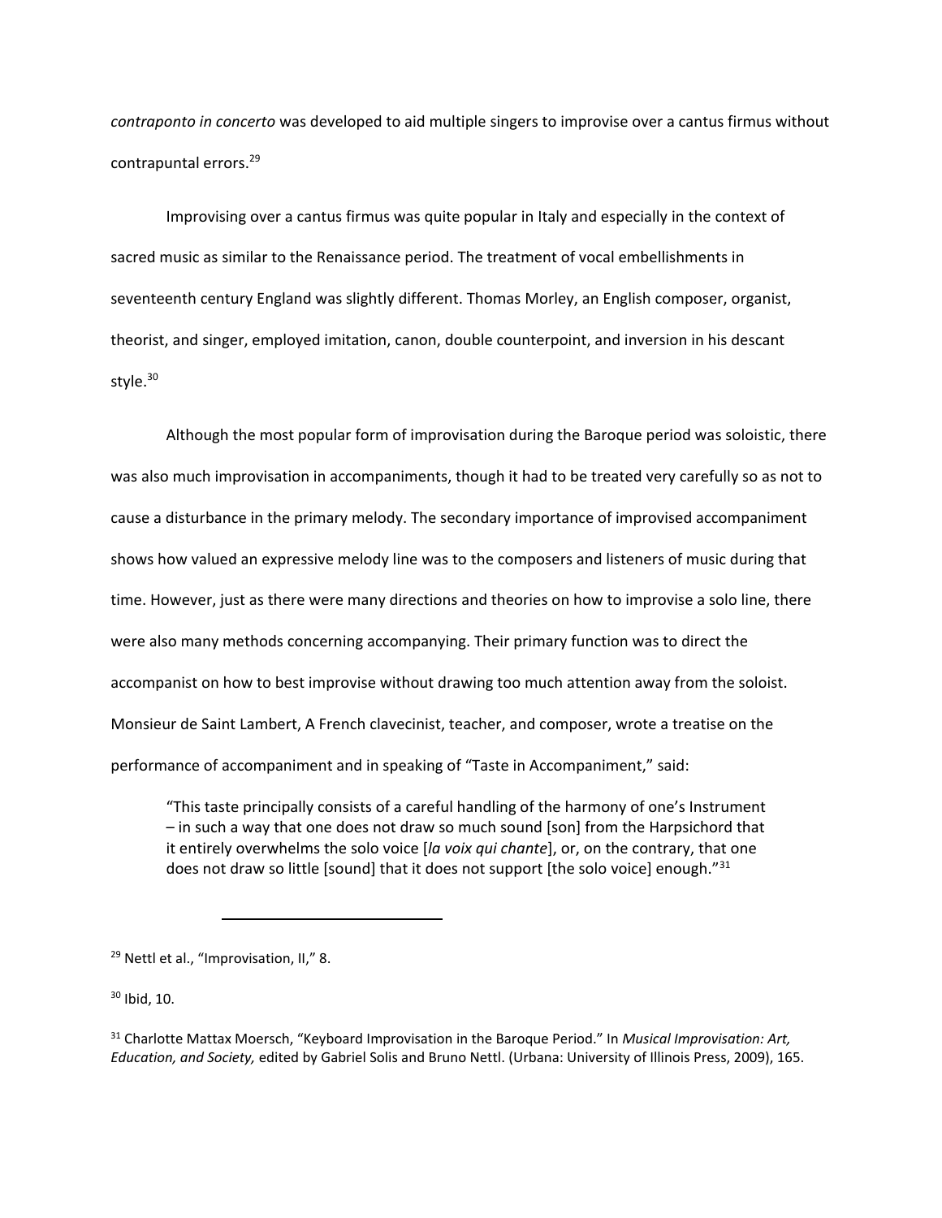*contraponto in concerto* was developed to aid multiple singers to improvise over a cantus firmus without contrapuntal errors.[29]

Improvising over a cantus firmus was quite popular in Italy and especially in the context of sacred music as similar to the Renaissance period. The treatment of vocal embellishments in seventeenth century England was slightly different. Thomas Morley, an English composer, organist, theorist, and singer, employed imitation, canon, double counterpoint, and inversion in his descant style.[30]

Although the most popular form of improvisation during the Baroque period was soloistic, there was also much improvisation in accompaniments, though it had to be treated very carefully so as not to cause a disturbance in the primary melody. The secondary importance of improvised accompaniment shows how valued an expressive melody line was to the composers and listeners of music during that time. However, just as there were many directions and theories on how to improvise a solo line, there were also many methods concerning accompanying. Their primary function was to direct the accompanist on how to best improvise without drawing too much attention away from the soloist. Monsieur de Saint Lambert, A French clavecinist, teacher, and composer, wrote a treatise on the performance of accompaniment and in speaking of "Taste in Accompaniment," said:

> "This taste principally consists of a careful handling of the harmony of one's Instrument – in such a way that one does not draw so much sound [son] from the Harpsichord that it entirely overwhelms the solo voice [*la voix qui chante*], or, on the contrary, that one does not draw so little [sound] that it does not support [the solo voice] enough."[31]

---

[29] Nettl et al., "Improvisation, II," 8.

[30] Ibid, 10.

[31] Charlotte Mattax Moersch, "Keyboard Improvisation in the Baroque Period." In *Musical Improvisation: Art, Education, and Society,* edited by Gabriel Solis and Bruno Nettl. (Urbana: University of Illinois Press, 2009), 165.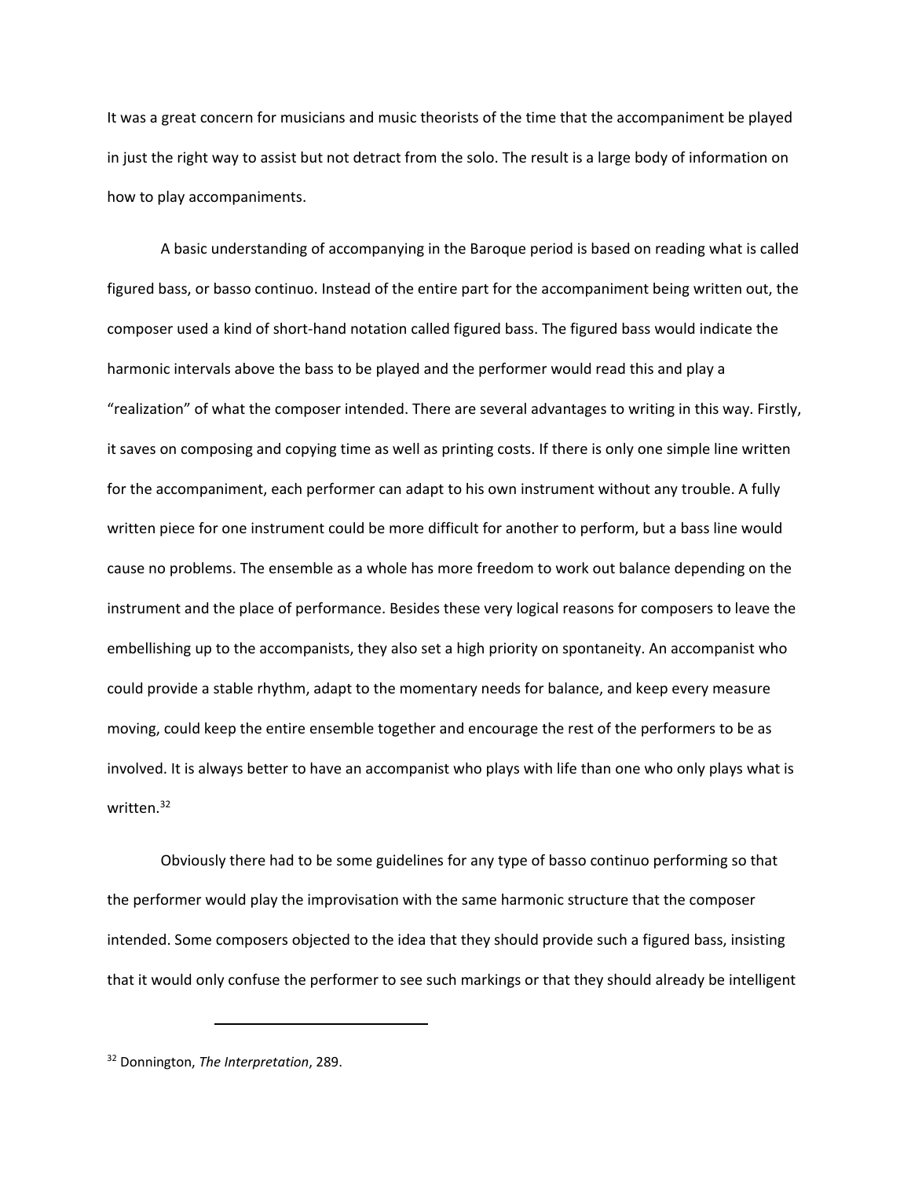It was a great concern for musicians and music theorists of the time that the accompaniment be played in just the right way to assist but not detract from the solo. The result is a large body of information on how to play accompaniments.

A basic understanding of accompanying in the Baroque period is based on reading what is called figured bass, or basso continuo. Instead of the entire part for the accompaniment being written out, the composer used a kind of short-hand notation called figured bass. The figured bass would indicate the harmonic intervals above the bass to be played and the performer would read this and play a "realization" of what the composer intended. There are several advantages to writing in this way. Firstly, it saves on composing and copying time as well as printing costs. If there is only one simple line written for the accompaniment, each performer can adapt to his own instrument without any trouble. A fully written piece for one instrument could be more difficult for another to perform, but a bass line would cause no problems. The ensemble as a whole has more freedom to work out balance depending on the instrument and the place of performance. Besides these very logical reasons for composers to leave the embellishing up to the accompanists, they also set a high priority on spontaneity. An accompanist who could provide a stable rhythm, adapt to the momentary needs for balance, and keep every measure moving, could keep the entire ensemble together and encourage the rest of the performers to be as involved. It is always better to have an accompanist who plays with life than one who only plays what is written.[32]

Obviously there had to be some guidelines for any type of basso continuo performing so that the performer would play the improvisation with the same harmonic structure that the composer intended. Some composers objected to the idea that they should provide such a figured bass, insisting that it would only confuse the performer to see such markings or that they should already be intelligent

---

[32] Donnington, *The Interpretation*, 289.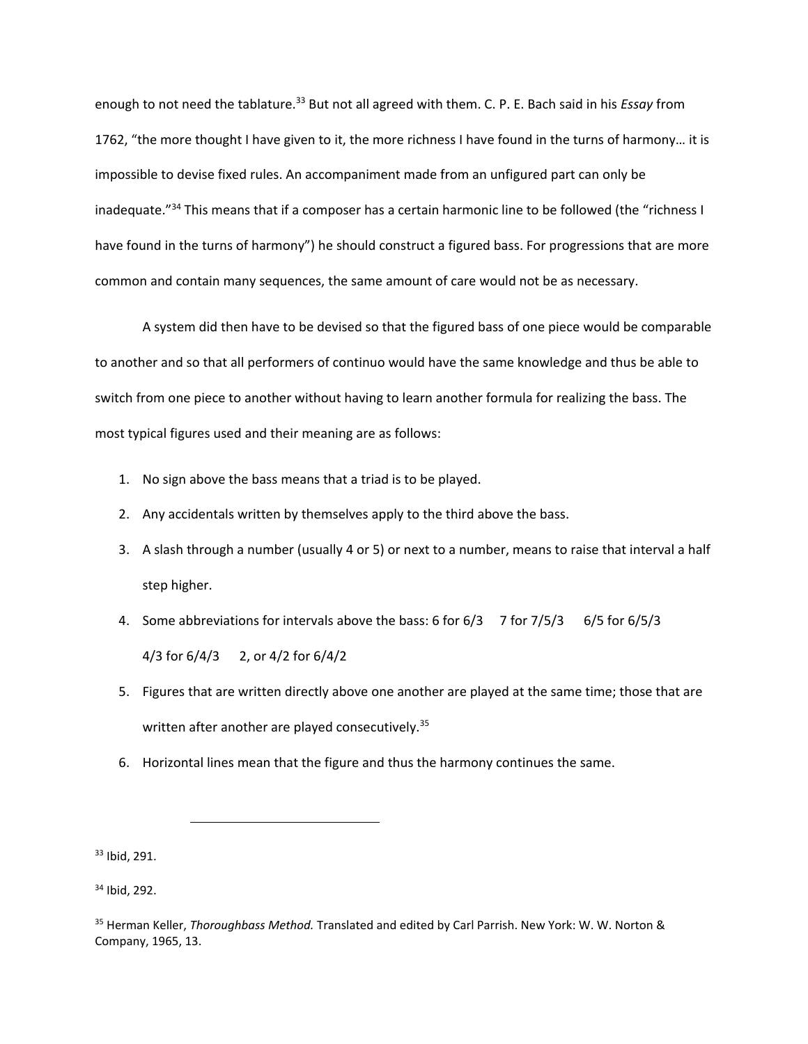enough to not need the tablature.[33] But not all agreed with them. C. P. E. Bach said in his *Essay* from 1762, "the more thought I have given to it, the more richness I have found in the turns of harmony… it is impossible to devise fixed rules. An accompaniment made from an unfigured part can only be inadequate."[34] This means that if a composer has a certain harmonic line to be followed (the "richness I have found in the turns of harmony") he should construct a figured bass. For progressions that are more common and contain many sequences, the same amount of care would not be as necessary.

A system did then have to be devised so that the figured bass of one piece would be comparable to another and so that all performers of continuo would have the same knowledge and thus be able to switch from one piece to another without having to learn another formula for realizing the bass. The most typical figures used and their meaning are as follows:

1. No sign above the bass means that a triad is to be played.
2. Any accidentals written by themselves apply to the third above the bass.
3. A slash through a number (usually 4 or 5) or next to a number, means to raise that interval a half step higher.
4. Some abbreviations for intervals above the bass: 6 for 6/3  7 for 7/5/3  6/5 for 6/5/3  4/3 for 6/4/3  2, or 4/2 for 6/4/2
5. Figures that are written directly above one another are played at the same time; those that are written after another are played consecutively.[35]
6. Horizontal lines mean that the figure and thus the harmony continues the same.

---

[33] Ibid, 291.

[34] Ibid, 292.

[35] Herman Keller, *Thoroughbass Method.* Translated and edited by Carl Parrish. New York: W. W. Norton & Company, 1965, 13.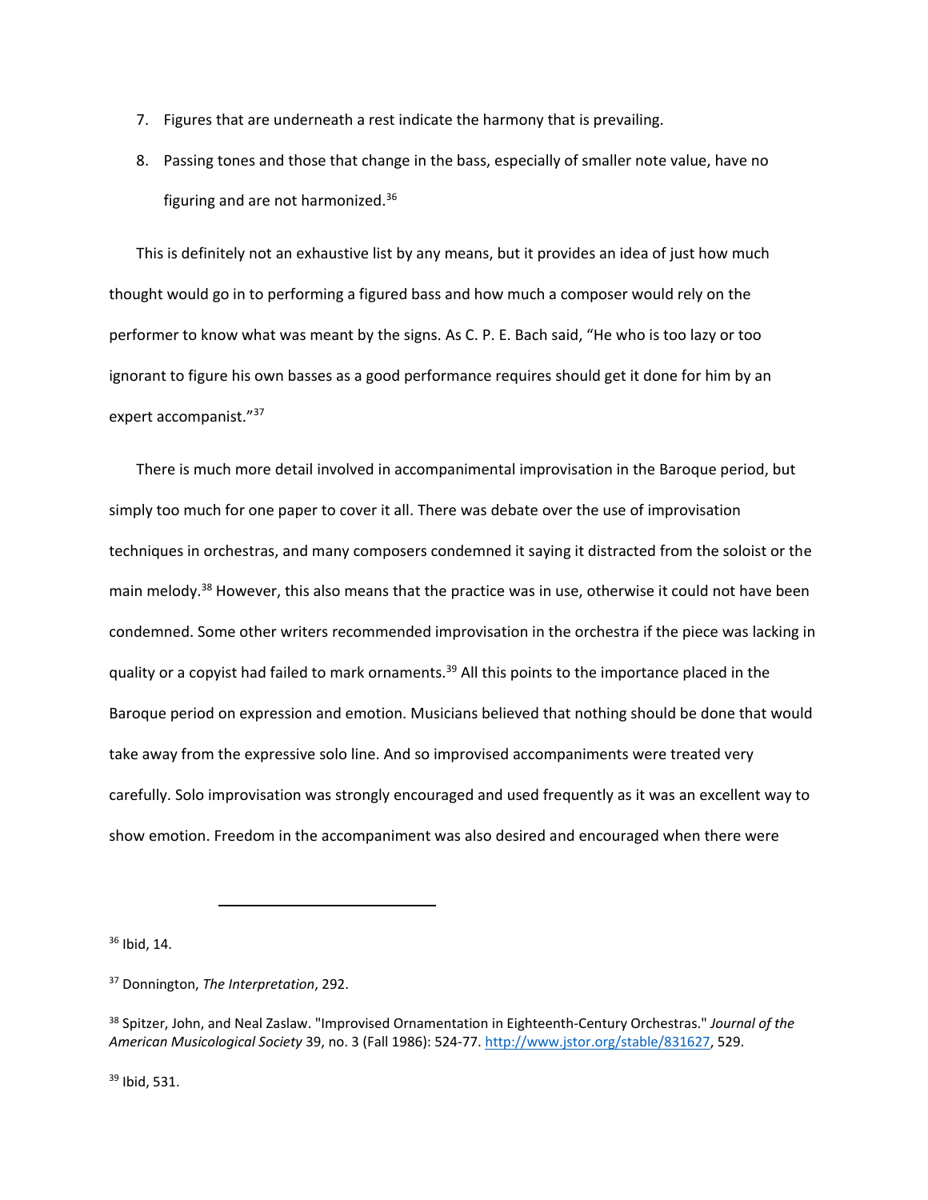7. Figures that are underneath a rest indicate the harmony that is prevailing.
8. Passing tones and those that change in the bass, especially of smaller note value, have no figuring and are not harmonized.[36]

This is definitely not an exhaustive list by any means, but it provides an idea of just how much thought would go in to performing a figured bass and how much a composer would rely on the performer to know what was meant by the signs. As C. P. E. Bach said, "He who is too lazy or too ignorant to figure his own basses as a good performance requires should get it done for him by an expert accompanist."[37]

There is much more detail involved in accompanimental improvisation in the Baroque period, but simply too much for one paper to cover it all. There was debate over the use of improvisation techniques in orchestras, and many composers condemned it saying it distracted from the soloist or the main melody.[38] However, this also means that the practice was in use, otherwise it could not have been condemned. Some other writers recommended improvisation in the orchestra if the piece was lacking in quality or a copyist had failed to mark ornaments.[39] All this points to the importance placed in the Baroque period on expression and emotion. Musicians believed that nothing should be done that would take away from the expressive solo line. And so improvised accompaniments were treated very carefully. Solo improvisation was strongly encouraged and used frequently as it was an excellent way to show emotion. Freedom in the accompaniment was also desired and encouraged when there were

---

[36] Ibid, 14.

[37] Donnington, *The Interpretation*, 292.

[38] Spitzer, John, and Neal Zaslaw. "Improvised Ornamentation in Eighteenth-Century Orchestras." *Journal of the American Musicological Society* 39, no. 3 (Fall 1986): 524-77. http://www.jstor.org/stable/831627, 529.

[39] Ibid, 531.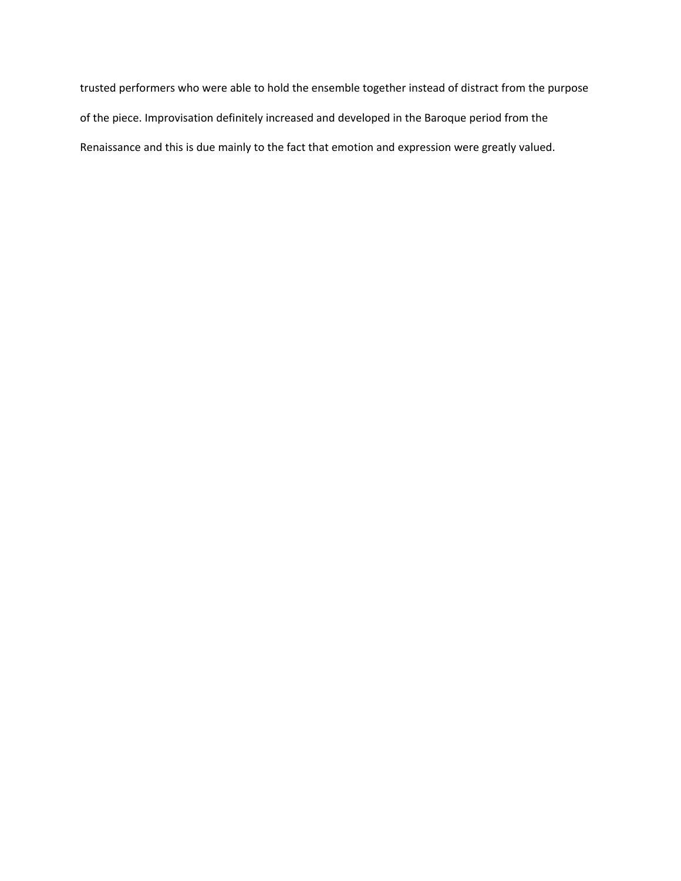trusted performers who were able to hold the ensemble together instead of distract from the purpose of the piece. Improvisation definitely increased and developed in the Baroque period from the Renaissance and this is due mainly to the fact that emotion and expression were greatly valued.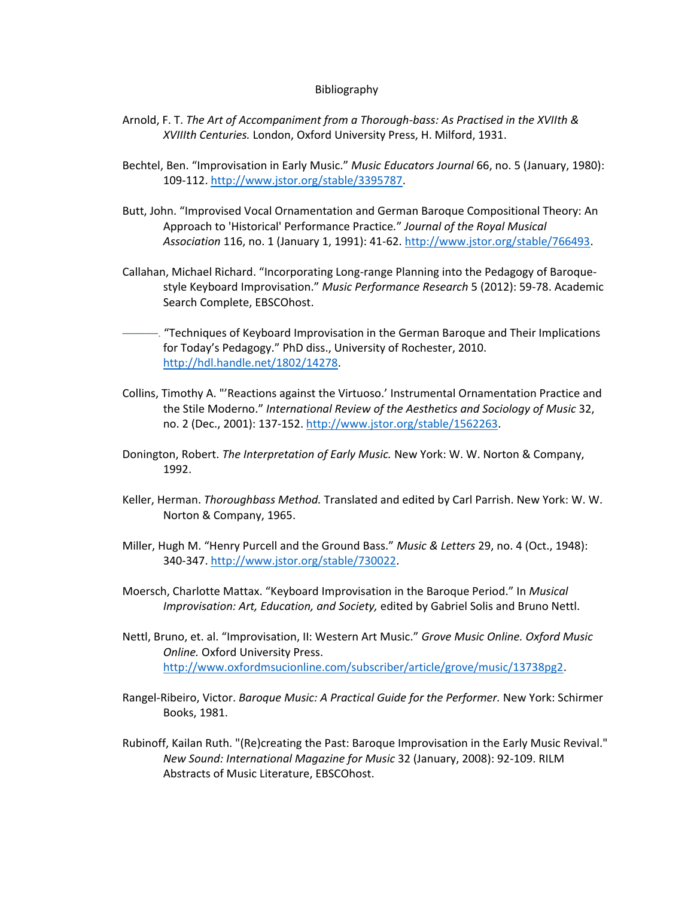# Bibliography

Arnold, F. T. *The Art of Accompaniment from a Thorough-bass: As Practised in the XVIIth & XVIIIth Centuries.* London, Oxford University Press, H. Milford, 1931.

Bechtel, Ben. "Improvisation in Early Music." *Music Educators Journal* 66, no. 5 (January, 1980): 109-112. http://www.jstor.org/stable/3395787.

Butt, John. "Improvised Vocal Ornamentation and German Baroque Compositional Theory: An Approach to 'Historical' Performance Practice." *Journal of the Royal Musical Association* 116, no. 1 (January 1, 1991): 41-62. http://www.jstor.org/stable/766493.

Callahan, Michael Richard. "Incorporating Long-range Planning into the Pedagogy of Baroque-style Keyboard Improvisation." *Music Performance Research* 5 (2012): 59-78. Academic Search Complete, EBSCOhost.

———. "Techniques of Keyboard Improvisation in the German Baroque and Their Implications for Today's Pedagogy." PhD diss., University of Rochester, 2010. http://hdl.handle.net/1802/14278.

Collins, Timothy A. "'Reactions against the Virtuoso.' Instrumental Ornamentation Practice and the Stile Moderno." *International Review of the Aesthetics and Sociology of Music* 32, no. 2 (Dec., 2001): 137-152. http://www.jstor.org/stable/1562263.

Donington, Robert. *The Interpretation of Early Music.* New York: W. W. Norton & Company, 1992.

Keller, Herman. *Thoroughbass Method.* Translated and edited by Carl Parrish. New York: W. W. Norton & Company, 1965.

Miller, Hugh M. "Henry Purcell and the Ground Bass." *Music & Letters* 29, no. 4 (Oct., 1948): 340-347. http://www.jstor.org/stable/730022.

Moersch, Charlotte Mattax. "Keyboard Improvisation in the Baroque Period." In *Musical Improvisation: Art, Education, and Society,* edited by Gabriel Solis and Bruno Nettl.

Nettl, Bruno, et. al. "Improvisation, II: Western Art Music." *Grove Music Online. Oxford Music Online.* Oxford University Press. http://www.oxfordmsucionline.com/subscriber/article/grove/music/13738pg2.

Rangel-Ribeiro, Victor. *Baroque Music: A Practical Guide for the Performer.* New York: Schirmer Books, 1981.

Rubinoff, Kailan Ruth. "(Re)creating the Past: Baroque Improvisation in the Early Music Revival." *New Sound: International Magazine for Music* 32 (January, 2008): 92-109. RILM Abstracts of Music Literature, EBSCOhost.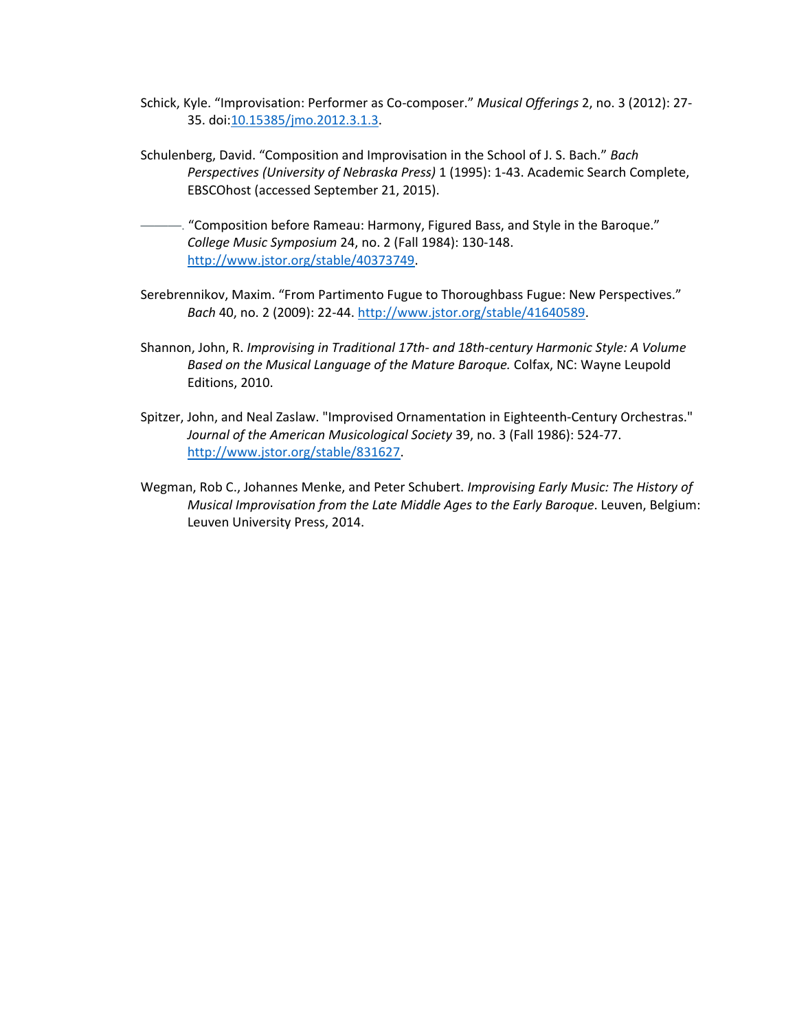Schick, Kyle. "Improvisation: Performer as Co-composer." *Musical Offerings* 2, no. 3 (2012): 27-35. doi:10.15385/jmo.2012.3.1.3.

Schulenberg, David. "Composition and Improvisation in the School of J. S. Bach." *Bach Perspectives (University of Nebraska Press)* 1 (1995): 1-43. Academic Search Complete, EBSCOhost (accessed September 21, 2015).

———. "Composition before Rameau: Harmony, Figured Bass, and Style in the Baroque." *College Music Symposium* 24, no. 2 (Fall 1984): 130-148. http://www.jstor.org/stable/40373749.

Serebrennikov, Maxim. "From Partimento Fugue to Thoroughbass Fugue: New Perspectives." *Bach* 40, no. 2 (2009): 22-44. http://www.jstor.org/stable/41640589.

Shannon, John, R. *Improvising in Traditional 17th- and 18th-century Harmonic Style: A Volume Based on the Musical Language of the Mature Baroque.* Colfax, NC: Wayne Leupold Editions, 2010.

Spitzer, John, and Neal Zaslaw. "Improvised Ornamentation in Eighteenth-Century Orchestras." *Journal of the American Musicological Society* 39, no. 3 (Fall 1986): 524-77. http://www.jstor.org/stable/831627.

Wegman, Rob C., Johannes Menke, and Peter Schubert. *Improvising Early Music: The History of Musical Improvisation from the Late Middle Ages to the Early Baroque*. Leuven, Belgium: Leuven University Press, 2014.